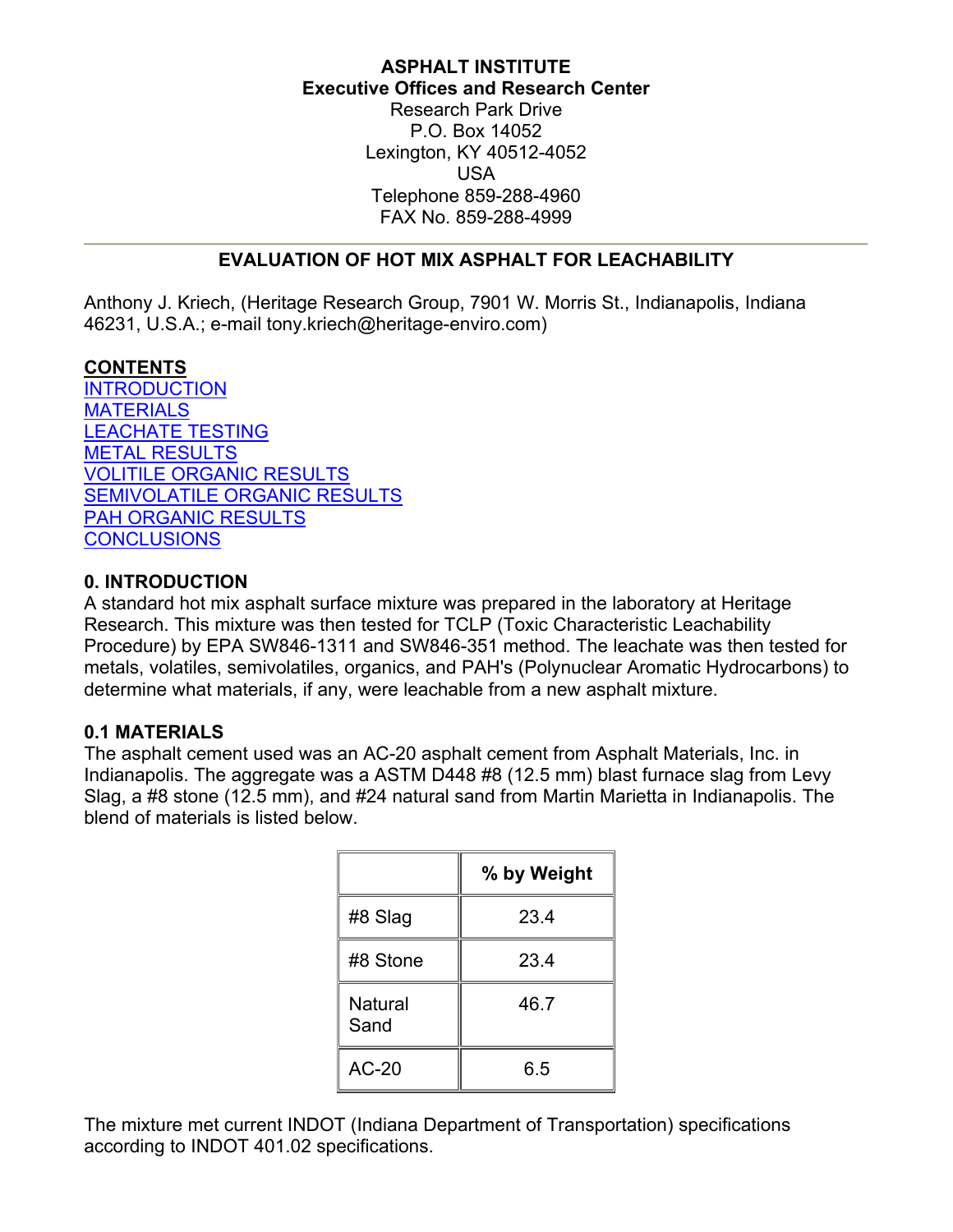**ASPHALT INSTITUTE**
**Executive Offices and Research Center**
Research Park Drive
P.O. Box 14052
Lexington, KY 40512-4052
USA
Telephone 859-288-4960
FAX No. 859-288-4999

---

## EVALUATION OF HOT MIX ASPHALT FOR LEACHABILITY

Anthony J. Kriech, (Heritage Research Group, 7901 W. Morris St., Indianapolis, Indiana 46231, U.S.A.; e-mail tony.kriech@heritage-enviro.com)

**CONTENTS**

INTRODUCTION
MATERIALS
LEACHATE TESTING
METAL RESULTS
VOLITILE ORGANIC RESULTS
SEMIVOLATILE ORGANIC RESULTS
PAH ORGANIC RESULTS
CONCLUSIONS

### 0. INTRODUCTION

A standard hot mix asphalt surface mixture was prepared in the laboratory at Heritage Research. This mixture was then tested for TCLP (Toxic Characteristic Leachability Procedure) by EPA SW846-1311 and SW846-351 method. The leachate was then tested for metals, volatiles, semivolatiles, organics, and PAH's (Polynuclear Aromatic Hydrocarbons) to determine what materials, if any, were leachable from a new asphalt mixture.

### 0.1 MATERIALS

The asphalt cement used was an AC-20 asphalt cement from Asphalt Materials, Inc. in Indianapolis. The aggregate was a ASTM D448 #8 (12.5 mm) blast furnace slag from Levy Slag, a #8 stone (12.5 mm), and #24 natural sand from Martin Marietta in Indianapolis. The blend of materials is listed below.

| | % by Weight |
|---|---|
| #8 Slag | 23.4 |
| #8 Stone | 23.4 |
| Natural Sand | 46.7 |
| AC-20 | 6.5 |

The mixture met current INDOT (Indiana Department of Transportation) specifications according to INDOT 401.02 specifications.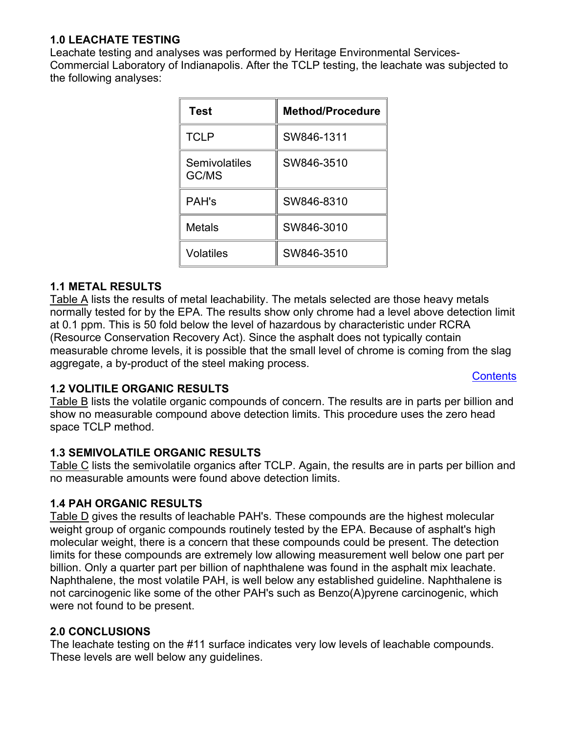## 1.0 LEACHATE TESTING

Leachate testing and analyses was performed by Heritage Environmental Services-Commercial Laboratory of Indianapolis. After the TCLP testing, the leachate was subjected to the following analyses:

| Test | Method/Procedure |
|---|---|
| TCLP | SW846-1311 |
| Semivolatiles GC/MS | SW846-3510 |
| PAH's | SW846-8310 |
| Metals | SW846-3010 |
| Volatiles | SW846-3510 |

## 1.1 METAL RESULTS

Table A lists the results of metal leachability. The metals selected are those heavy metals normally tested for by the EPA. The results show only chrome had a level above detection limit at 0.1 ppm. This is 50 fold below the level of hazardous by characteristic under RCRA (Resource Conservation Recovery Act). Since the asphalt does not typically contain measurable chrome levels, it is possible that the small level of chrome is coming from the slag aggregate, a by-product of the steel making process.

Contents

## 1.2 VOLITILE ORGANIC RESULTS

Table B lists the volatile organic compounds of concern. The results are in parts per billion and show no measurable compound above detection limits. This procedure uses the zero head space TCLP method.

## 1.3 SEMIVOLATILE ORGANIC RESULTS

Table C lists the semivolatile organics after TCLP. Again, the results are in parts per billion and no measurable amounts were found above detection limits.

## 1.4 PAH ORGANIC RESULTS

Table D gives the results of leachable PAH's. These compounds are the highest molecular weight group of organic compounds routinely tested by the EPA. Because of asphalt's high molecular weight, there is a concern that these compounds could be present. The detection limits for these compounds are extremely low allowing measurement well below one part per billion. Only a quarter part per billion of naphthalene was found in the asphalt mix leachate. Naphthalene, the most volatile PAH, is well below any established guideline. Naphthalene is not carcinogenic like some of the other PAH's such as Benzo(A)pyrene carcinogenic, which were not found to be present.

## 2.0 CONCLUSIONS

The leachate testing on the #11 surface indicates very low levels of leachable compounds. These levels are well below any guidelines.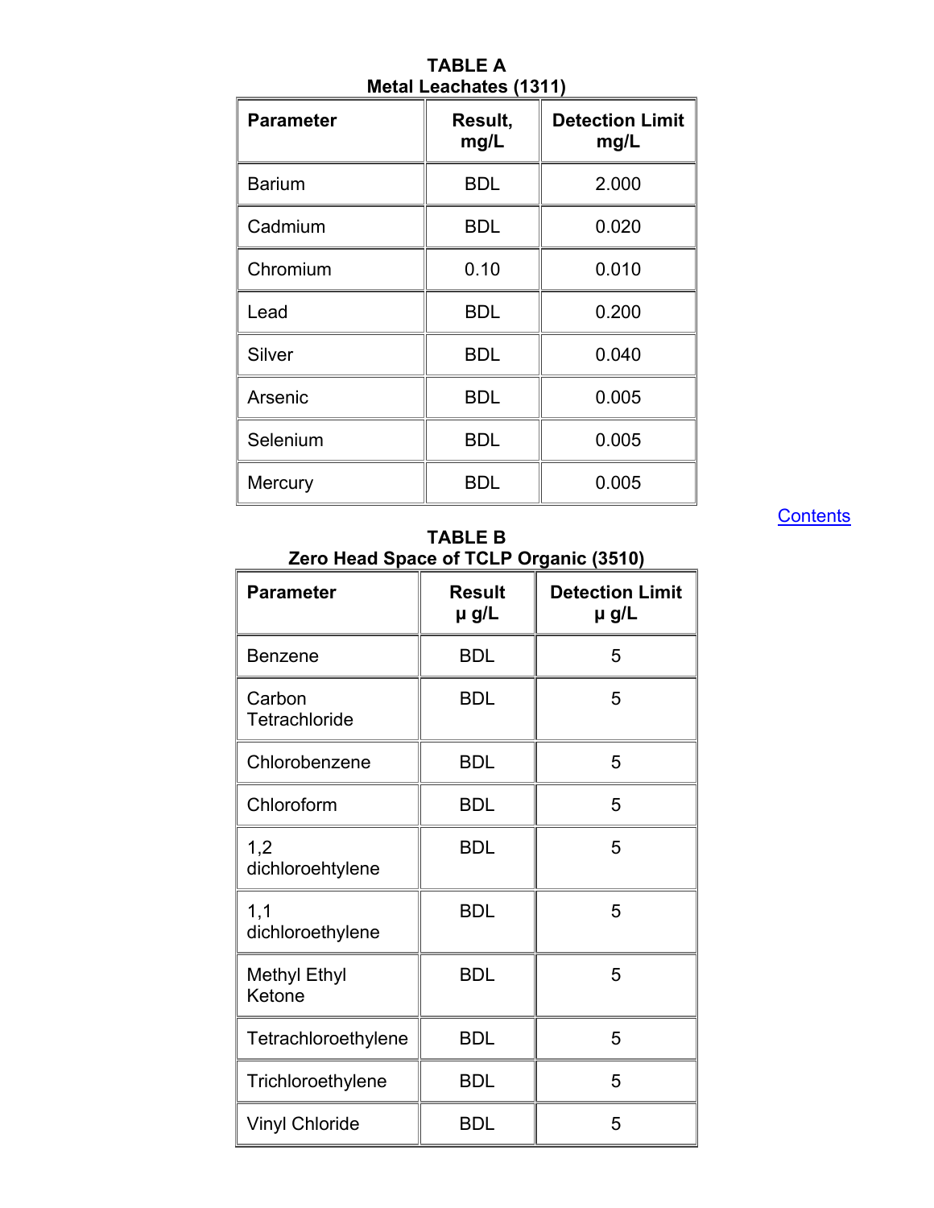**TABLE A**
**Metal Leachates (1311)**

| Parameter | Result, mg/L | Detection Limit mg/L |
|---|---|---|
| Barium | BDL | 2.000 |
| Cadmium | BDL | 0.020 |
| Chromium | 0.10 | 0.010 |
| Lead | BDL | 0.200 |
| Silver | BDL | 0.040 |
| Arsenic | BDL | 0.005 |
| Selenium | BDL | 0.005 |
| Mercury | BDL | 0.005 |

Contents

**TABLE B**
**Zero Head Space of TCLP Organic (3510)**

| Parameter | Result µ g/L | Detection Limit µ g/L |
|---|---|---|
| Benzene | BDL | 5 |
| Carbon Tetrachloride | BDL | 5 |
| Chlorobenzene | BDL | 5 |
| Chloroform | BDL | 5 |
| 1,2 dichloroehtylene | BDL | 5 |
| 1,1 dichloroethylene | BDL | 5 |
| Methyl Ethyl Ketone | BDL | 5 |
| Tetrachloroethylene | BDL | 5 |
| Trichloroethylene | BDL | 5 |
| Vinyl Chloride | BDL | 5 |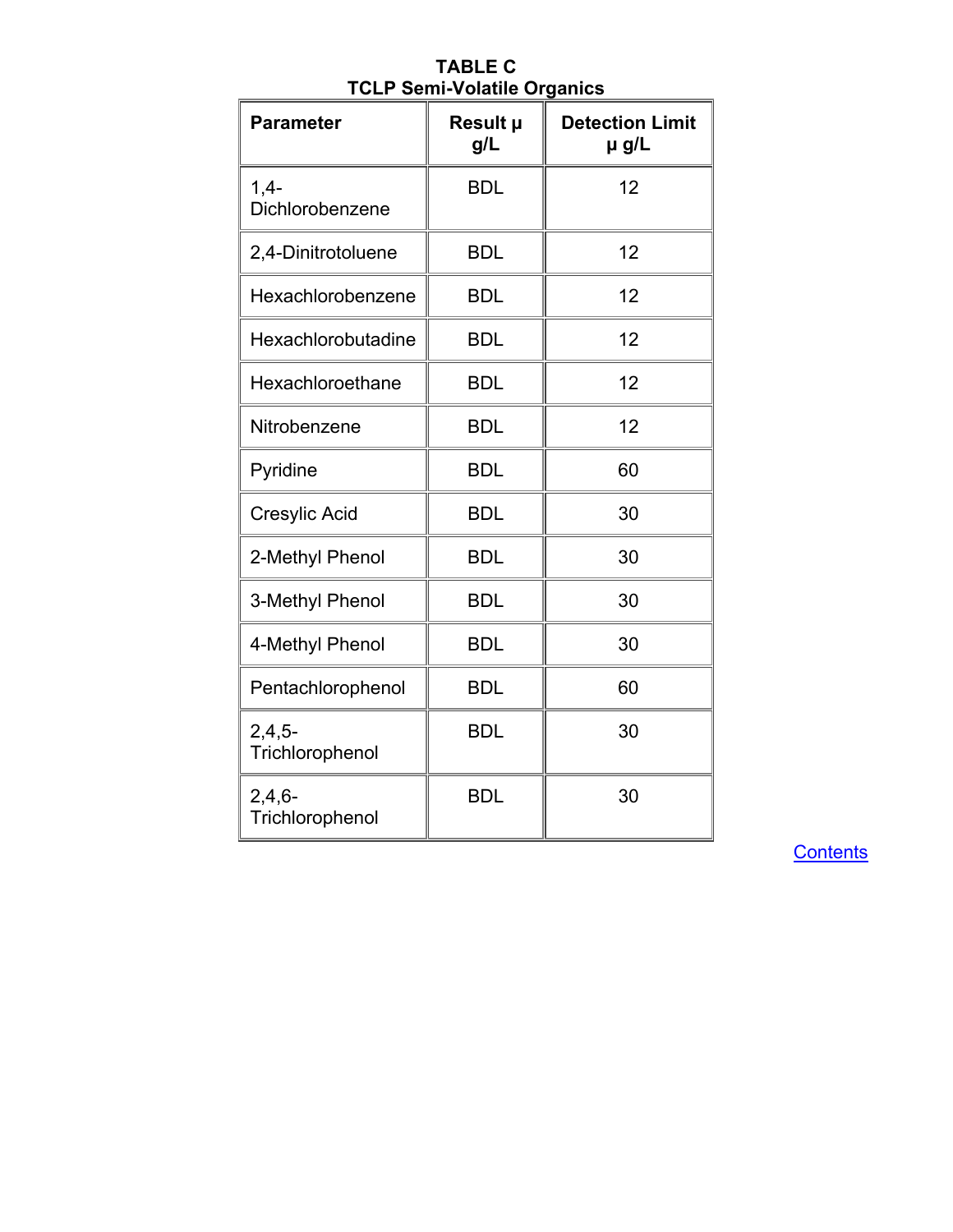**TABLE C**
**TCLP Semi-Volatile Organics**

| Parameter | Result μ g/L | Detection Limit μ g/L |
|---|---|---|
| 1,4-Dichlorobenzene | BDL | 12 |
| 2,4-Dinitrotoluene | BDL | 12 |
| Hexachlorobenzene | BDL | 12 |
| Hexachlorobutadine | BDL | 12 |
| Hexachloroethane | BDL | 12 |
| Nitrobenzene | BDL | 12 |
| Pyridine | BDL | 60 |
| Cresylic Acid | BDL | 30 |
| 2-Methyl Phenol | BDL | 30 |
| 3-Methyl Phenol | BDL | 30 |
| 4-Methyl Phenol | BDL | 30 |
| Pentachlorophenol | BDL | 60 |
| 2,4,5-Trichlorophenol | BDL | 30 |
| 2,4,6-Trichlorophenol | BDL | 30 |

Contents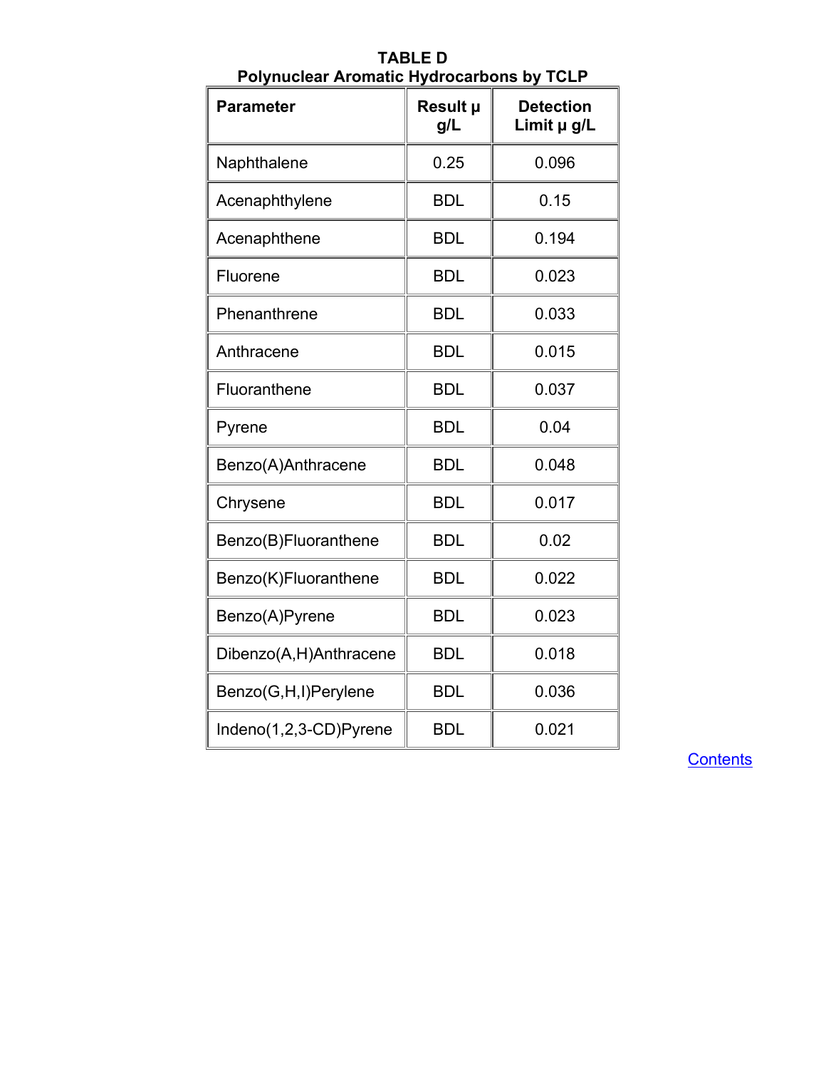**TABLE D**
**Polynuclear Aromatic Hydrocarbons by TCLP**

| Parameter | Result μ g/L | Detection Limit μ g/L |
|---|---|---|
| Naphthalene | 0.25 | 0.096 |
| Acenaphthylene | BDL | 0.15 |
| Acenaphthene | BDL | 0.194 |
| Fluorene | BDL | 0.023 |
| Phenanthrene | BDL | 0.033 |
| Anthracene | BDL | 0.015 |
| Fluoranthene | BDL | 0.037 |
| Pyrene | BDL | 0.04 |
| Benzo(A)Anthracene | BDL | 0.048 |
| Chrysene | BDL | 0.017 |
| Benzo(B)Fluoranthene | BDL | 0.02 |
| Benzo(K)Fluoranthene | BDL | 0.022 |
| Benzo(A)Pyrene | BDL | 0.023 |
| Dibenzo(A,H)Anthracene | BDL | 0.018 |
| Benzo(G,H,I)Perylene | BDL | 0.036 |
| Indeno(1,2,3-CD)Pyrene | BDL | 0.021 |

Contents